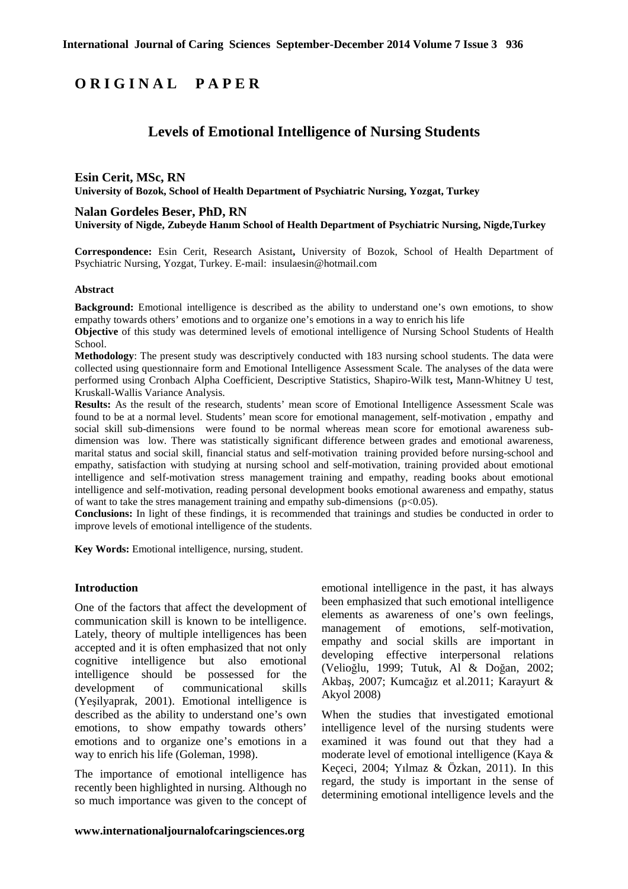**ORIGINAL PAPER**

# Levels of Emotional Intelligence of Nursing Students

**Esin Cerit, MSc, RN**
**University of Bozok, School of Health Department of Psychiatric Nursing, Yozgat, Turkey**

**Nalan Gordeles Beser, PhD, RN**
**University of Nigde, Zubeyde Hanım School of Health Department of Psychiatric Nursing, Nigde,Turkey**

**Correspondence:** Esin Cerit, Research Asistant**,** University of Bozok, School of Health Department of Psychiatric Nursing, Yozgat, Turkey. E-mail: insulaesin@hotmail.com

#### Abstract

**Background:** Emotional intelligence is described as the ability to understand one's own emotions, to show empathy towards others' emotions and to organize one's emotions in a way to enrich his life

**Objective** of this study was determined levels of emotional intelligence of Nursing School Students of Health School.

**Methodology**: The present study was descriptively conducted with 183 nursing school students. The data were collected using questionnaire form and Emotional Intelligence Assessment Scale. The analyses of the data were performed using Cronbach Alpha Coefficient, Descriptive Statistics, Shapiro-Wilk test**,** Mann-Whitney U test, Kruskall-Wallis Variance Analysis.

**Results:** As the result of the research, students' mean score of Emotional Intelligence Assessment Scale was found to be at a normal level. Students' mean score for emotional management, self-motivation , empathy and social skill sub-dimensions were found to be normal whereas mean score for emotional awareness sub-dimension was low. There was statistically significant difference between grades and emotional awareness, marital status and social skill, financial status and self-motivation training provided before nursing-school and empathy, satisfaction with studying at nursing school and self-motivation, training provided about emotional intelligence and self-motivation stress management training and empathy, reading books about emotional intelligence and self-motivation, reading personal development books emotional awareness and empathy, status of want to take the stres management training and empathy sub-dimensions ($p<0.05$).

**Conclusions:** In light of these findings, it is recommended that trainings and studies be conducted in order to improve levels of emotional intelligence of the students.

**Key Words:** Emotional intelligence, nursing, student.

#### Introduction

One of the factors that affect the development of communication skill is known to be intelligence. Lately, theory of multiple intelligences has been accepted and it is often emphasized that not only cognitive intelligence but also emotional intelligence should be possessed for the development of communicational skills (Yeşilyaprak, 2001). Emotional intelligence is described as the ability to understand one's own emotions, to show empathy towards others' emotions and to organize one's emotions in a way to enrich his life (Goleman, 1998).

The importance of emotional intelligence has recently been highlighted in nursing. Although no so much importance was given to the concept of emotional intelligence in the past, it has always been emphasized that such emotional intelligence elements as awareness of one's own feelings, management of emotions, self-motivation, empathy and social skills are important in developing effective interpersonal relations (Velioğlu, 1999; Tutuk, Al & Doğan, 2002; Akbaş, 2007; Kumcağız et al.2011; Karayurt & Akyol 2008)

When the studies that investigated emotional intelligence level of the nursing students were examined it was found out that they had a moderate level of emotional intelligence (Kaya & Keçeci, 2004; Yılmaz & Özkan, 2011). In this regard, the study is important in the sense of determining emotional intelligence levels and the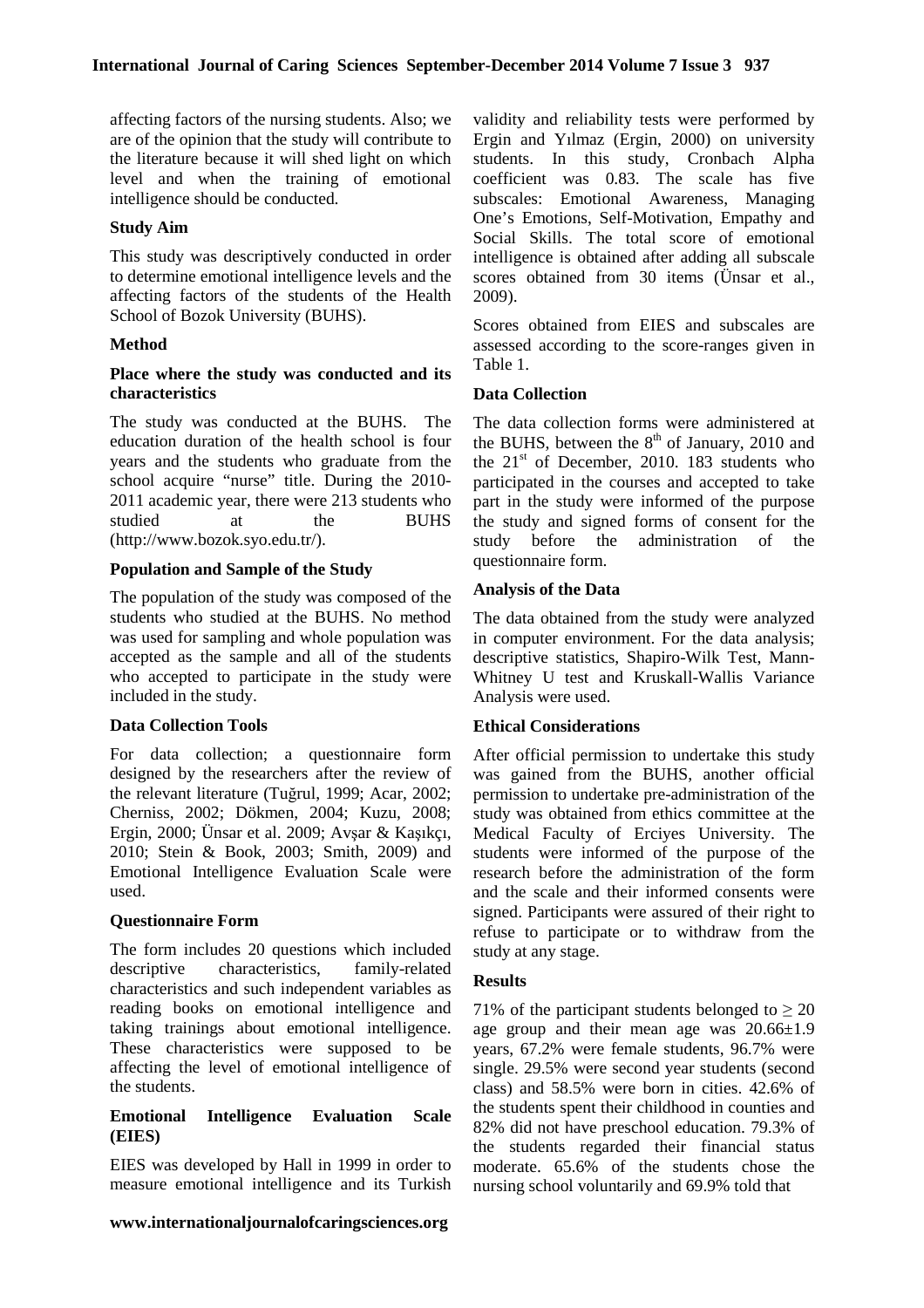affecting factors of the nursing students. Also; we are of the opinion that the study will contribute to the literature because it will shed light on which level and when the training of emotional intelligence should be conducted.

### Study Aim

This study was descriptively conducted in order to determine emotional intelligence levels and the affecting factors of the students of the Health School of Bozok University (BUHS).

### Method

### Place where the study was conducted and its characteristics

The study was conducted at the BUHS. The education duration of the health school is four years and the students who graduate from the school acquire "nurse" title. During the 2010-2011 academic year, there were 213 students who studied at the BUHS (http://www.bozok.syo.edu.tr/).

### Population and Sample of the Study

The population of the study was composed of the students who studied at the BUHS. No method was used for sampling and whole population was accepted as the sample and all of the students who accepted to participate in the study were included in the study.

### Data Collection Tools

For data collection; a questionnaire form designed by the researchers after the review of the relevant literature (Tuğrul, 1999; Acar, 2002; Cherniss, 2002; Dökmen, 2004; Kuzu, 2008; Ergin, 2000; Ünsar et al. 2009; Avşar & Kaşıkçı, 2010; Stein & Book, 2003; Smith, 2009) and Emotional Intelligence Evaluation Scale were used.

### Questionnaire Form

The form includes 20 questions which included descriptive characteristics, family-related characteristics and such independent variables as reading books on emotional intelligence and taking trainings about emotional intelligence. These characteristics were supposed to be affecting the level of emotional intelligence of the students.

### Emotional Intelligence Evaluation Scale (EIES)

EIES was developed by Hall in 1999 in order to measure emotional intelligence and its Turkish validity and reliability tests were performed by Ergin and Yılmaz (Ergin, 2000) on university students. In this study, Cronbach Alpha coefficient was 0.83. The scale has five subscales: Emotional Awareness, Managing One's Emotions, Self-Motivation, Empathy and Social Skills. The total score of emotional intelligence is obtained after adding all subscale scores obtained from 30 items (Ünsar et al., 2009).

Scores obtained from EIES and subscales are assessed according to the score-ranges given in Table 1.

### Data Collection

The data collection forms were administered at the BUHS, between the 8th of January, 2010 and the 21st of December, 2010. 183 students who participated in the courses and accepted to take part in the study were informed of the purpose the study and signed forms of consent for the study before the administration of the questionnaire form.

### Analysis of the Data

The data obtained from the study were analyzed in computer environment. For the data analysis; descriptive statistics, Shapiro-Wilk Test, Mann-Whitney U test and Kruskall-Wallis Variance Analysis were used.

### Ethical Considerations

After official permission to undertake this study was gained from the BUHS, another official permission to undertake pre-administration of the study was obtained from ethics committee at the Medical Faculty of Erciyes University. The students were informed of the purpose of the research before the administration of the form and the scale and their informed consents were signed. Participants were assured of their right to refuse to participate or to withdraw from the study at any stage.

### Results

71% of the participant students belonged to $\geq 20$ age group and their mean age was $20.66 \pm 1.9$ years, 67.2% were female students, 96.7% were single. 29.5% were second year students (second class) and 58.5% were born in cities. 42.6% of the students spent their childhood in counties and 82% did not have preschool education. 79.3% of the students regarded their financial status moderate. 65.6% of the students chose the nursing school voluntarily and 69.9% told that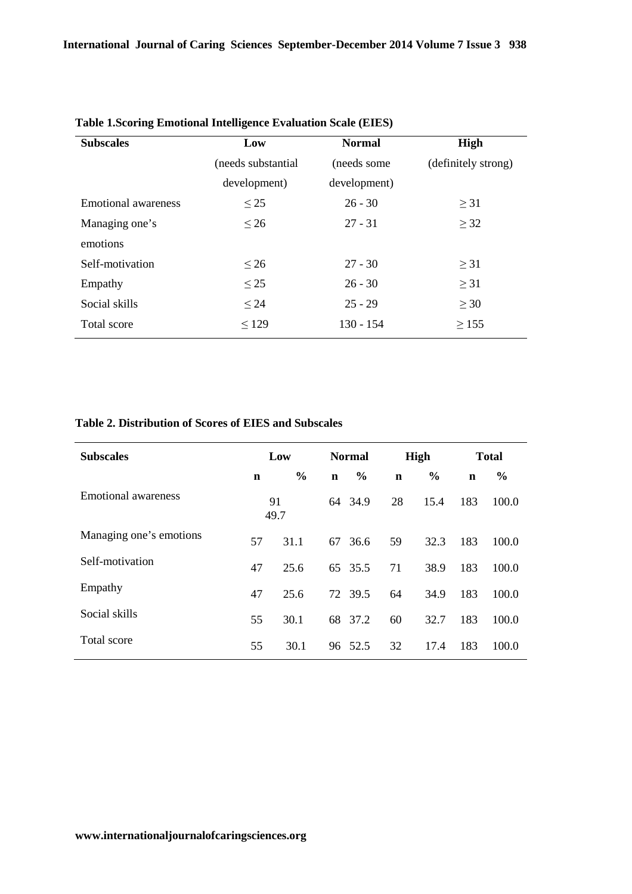**Table 1.Scoring Emotional Intelligence Evaluation Scale (EIES)**

| Subscales | Low (needs substantial development) | Normal (needs some development) | High (definitely strong) |
|---|---|---|---|
| Emotional awareness | ≤ 25 | 26 - 30 | ≥ 31 |
| Managing one's emotions | ≤ 26 | 27 - 31 | ≥ 32 |
| Self-motivation | ≤ 26 | 27 - 30 | ≥ 31 |
| Empathy | ≤ 25 | 26 - 30 | ≥ 31 |
| Social skills | ≤ 24 | 25 - 29 | ≥ 30 |
| Total score | ≤ 129 | 130 - 154 | ≥ 155 |

**Table 2. Distribution of Scores of EIES and Subscales**

| Subscales | Low | | Normal | | High | | Total | |
|---|---|---|---|---|---|---|---|---|
| | n | % | n | % | n | % | n | % |
| Emotional awareness | 91 | 49.7 | 64 | 34.9 | 28 | 15.4 | 183 | 100.0 |
| Managing one's emotions | 57 | 31.1 | 67 | 36.6 | 59 | 32.3 | 183 | 100.0 |
| Self-motivation | 47 | 25.6 | 65 | 35.5 | 71 | 38.9 | 183 | 100.0 |
| Empathy | 47 | 25.6 | 72 | 39.5 | 64 | 34.9 | 183 | 100.0 |
| Social skills | 55 | 30.1 | 68 | 37.2 | 60 | 32.7 | 183 | 100.0 |
| Total score | 55 | 30.1 | 96 | 52.5 | 32 | 17.4 | 183 | 100.0 |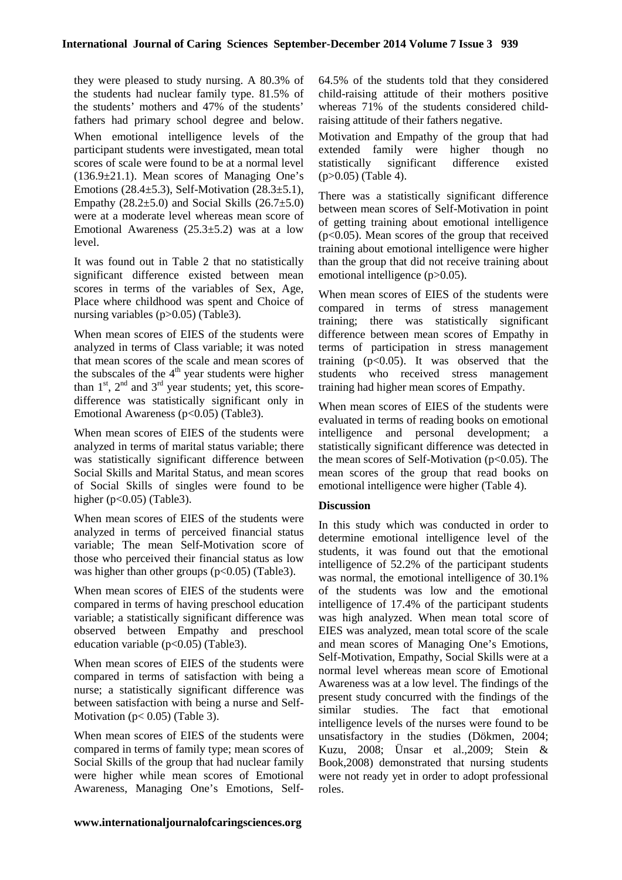they were pleased to study nursing. A 80.3% of the students had nuclear family type. 81.5% of the students' mothers and 47% of the students' fathers had primary school degree and below.

When emotional intelligence levels of the participant students were investigated, mean total scores of scale were found to be at a normal level (136.9±21.1). Mean scores of Managing One's Emotions (28.4±5.3), Self-Motivation (28.3±5.1), Empathy (28.2±5.0) and Social Skills (26.7±5.0) were at a moderate level whereas mean score of Emotional Awareness (25.3±5.2) was at a low level.

It was found out in Table 2 that no statistically significant difference existed between mean scores in terms of the variables of Sex, Age, Place where childhood was spent and Choice of nursing variables ($p>0.05$) (Table3).

When mean scores of EIES of the students were analyzed in terms of Class variable; it was noted that mean scores of the scale and mean scores of the subscales of the 4th year students were higher than 1st, 2nd and 3rd year students; yet, this score-difference was statistically significant only in Emotional Awareness ($p<0.05$) (Table3).

When mean scores of EIES of the students were analyzed in terms of marital status variable; there was statistically significant difference between Social Skills and Marital Status, and mean scores of Social Skills of singles were found to be higher ($p<0.05$) (Table3).

When mean scores of EIES of the students were analyzed in terms of perceived financial status variable; The mean Self-Motivation score of those who perceived their financial status as low was higher than other groups ($p<0.05$) (Table3).

When mean scores of EIES of the students were compared in terms of having preschool education variable; a statistically significant difference was observed between Empathy and preschool education variable ($p<0.05$) (Table3).

When mean scores of EIES of the students were compared in terms of satisfaction with being a nurse; a statistically significant difference was between satisfaction with being a nurse and Self-Motivation ($p< 0.05$) (Table 3).

When mean scores of EIES of the students were compared in terms of family type; mean scores of Social Skills of the group that had nuclear family were higher while mean scores of Emotional Awareness, Managing One's Emotions, Self-Motivation and Empathy of the group that had extended family were higher though no statistically significant difference existed ($p>0.05$) (Table 4).

64.5% of the students told that they considered child-raising attitude of their mothers positive whereas 71% of the students considered child-raising attitude of their fathers negative.

There was a statistically significant difference between mean scores of Self-Motivation in point of getting training about emotional intelligence ($p<0.05$). Mean scores of the group that received training about emotional intelligence were higher than the group that did not receive training about emotional intelligence ($p>0.05$).

When mean scores of EIES of the students were compared in terms of stress management training; there was statistically significant difference between mean scores of Empathy in terms of participation in stress management training ($p<0.05$). It was observed that the students who received stress management training had higher mean scores of Empathy.

When mean scores of EIES of the students were evaluated in terms of reading books on emotional intelligence and personal development; a statistically significant difference was detected in the mean scores of Self-Motivation ($p<0.05$). The mean scores of the group that read books on emotional intelligence were higher (Table 4).

## Discussion

In this study which was conducted in order to determine emotional intelligence level of the students, it was found out that the emotional intelligence of 52.2% of the participant students was normal, the emotional intelligence of 30.1% of the students was low and the emotional intelligence of 17.4% of the participant students was high analyzed. When mean total score of EIES was analyzed, mean total score of the scale and mean scores of Managing One's Emotions, Self-Motivation, Empathy, Social Skills were at a normal level whereas mean score of Emotional Awareness was at a low level. The findings of the present study concurred with the findings of the similar studies. The fact that emotional intelligence levels of the nurses were found to be unsatisfactory in the studies (Dökmen, 2004; Kuzu, 2008; Ünsar et al.,2009; Stein & Book,2008) demonstrated that nursing students were not ready yet in order to adopt professional roles.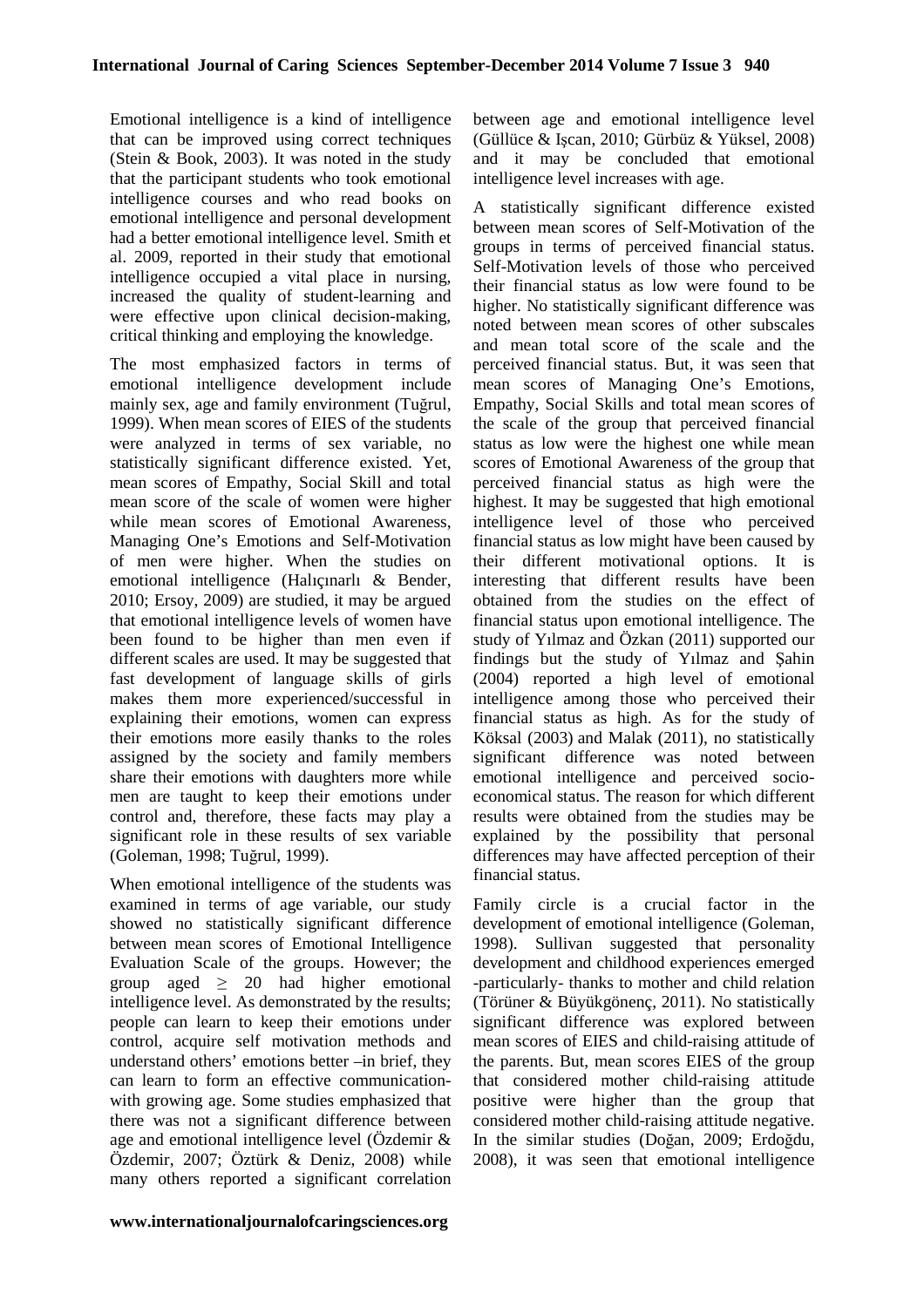Emotional intelligence is a kind of intelligence that can be improved using correct techniques (Stein & Book, 2003). It was noted in the study that the participant students who took emotional intelligence courses and who read books on emotional intelligence and personal development had a better emotional intelligence level. Smith et al. 2009, reported in their study that emotional intelligence occupied a vital place in nursing, increased the quality of student-learning and were effective upon clinical decision-making, critical thinking and employing the knowledge.

The most emphasized factors in terms of emotional intelligence development include mainly sex, age and family environment (Tuğrul, 1999). When mean scores of EIES of the students were analyzed in terms of sex variable, no statistically significant difference existed. Yet, mean scores of Empathy, Social Skill and total mean score of the scale of women were higher while mean scores of Emotional Awareness, Managing One's Emotions and Self-Motivation of men were higher. When the studies on emotional intelligence (Halıçınarlı & Bender, 2010; Ersoy, 2009) are studied, it may be argued that emotional intelligence levels of women have been found to be higher than men even if different scales are used. It may be suggested that fast development of language skills of girls makes them more experienced/successful in explaining their emotions, women can express their emotions more easily thanks to the roles assigned by the society and family members share their emotions with daughters more while men are taught to keep their emotions under control and, therefore, these facts may play a significant role in these results of sex variable (Goleman, 1998; Tuğrul, 1999).

When emotional intelligence of the students was examined in terms of age variable, our study showed no statistically significant difference between mean scores of Emotional Intelligence Evaluation Scale of the groups. However; the group aged $\geq$ 20 had higher emotional intelligence level. As demonstrated by the results; people can learn to keep their emotions under control, acquire self motivation methods and understand others' emotions better –in brief, they can learn to form an effective communication- with growing age. Some studies emphasized that there was not a significant difference between age and emotional intelligence level (Özdemir & Özdemir, 2007; Öztürk & Deniz, 2008) while many others reported a significant correlation between age and emotional intelligence level (Güllüce & Işcan, 2010; Gürbüz & Yüksel, 2008) and it may be concluded that emotional intelligence level increases with age.

A statistically significant difference existed between mean scores of Self-Motivation of the groups in terms of perceived financial status. Self-Motivation levels of those who perceived their financial status as low were found to be higher. No statistically significant difference was noted between mean scores of other subscales and mean total score of the scale and the perceived financial status. But, it was seen that mean scores of Managing One's Emotions, Empathy, Social Skills and total mean scores of the scale of the group that perceived financial status as low were the highest one while mean scores of Emotional Awareness of the group that perceived financial status as high were the highest. It may be suggested that high emotional intelligence level of those who perceived financial status as low might have been caused by their different motivational options. It is interesting that different results have been obtained from the studies on the effect of financial status upon emotional intelligence. The study of Yılmaz and Özkan (2011) supported our findings but the study of Yılmaz and Şahin (2004) reported a high level of emotional intelligence among those who perceived their financial status as high. As for the study of Köksal (2003) and Malak (2011), no statistically significant difference was noted between emotional intelligence and perceived socio-economical status. The reason for which different results were obtained from the studies may be explained by the possibility that personal differences may have affected perception of their financial status.

Family circle is a crucial factor in the development of emotional intelligence (Goleman, 1998). Sullivan suggested that personality development and childhood experiences emerged -particularly- thanks to mother and child relation (Törüner & Büyükgönenç, 2011). No statistically significant difference was explored between mean scores of EIES and child-raising attitude of the parents. But, mean scores EIES of the group that considered mother child-raising attitude positive were higher than the group that considered mother child-raising attitude negative. In the similar studies (Doğan, 2009; Erdoğdu, 2008), it was seen that emotional intelligence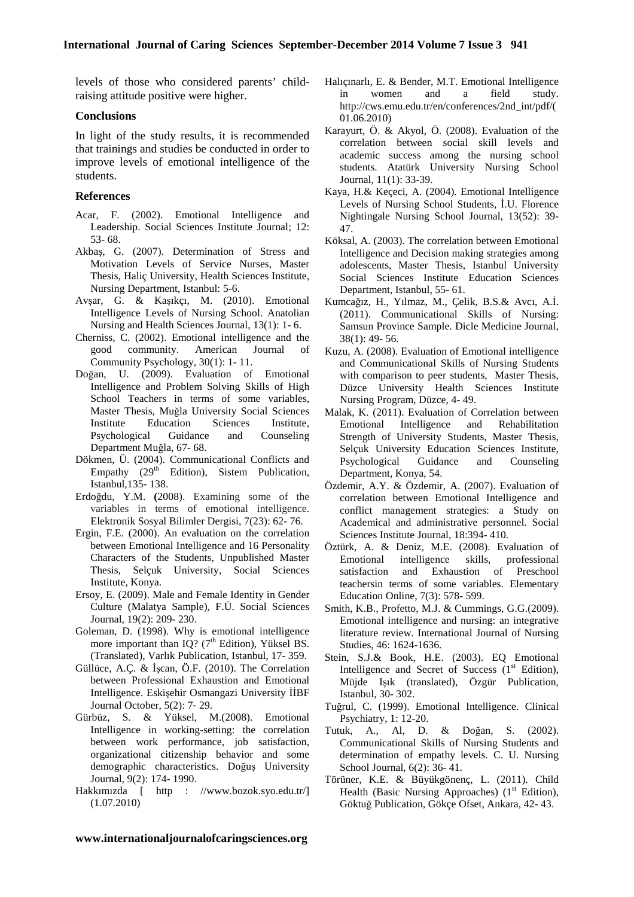levels of those who considered parents' child-raising attitude positive were higher.

### Conclusions

In light of the study results, it is recommended that trainings and studies be conducted in order to improve levels of emotional intelligence of the students.

### References

Acar, F. (2002). Emotional Intelligence and Leadership. Social Sciences Institute Journal; 12: 53- 68.

Akbaş, G. (2007). Determination of Stress and Motivation Levels of Service Nurses, Master Thesis, Haliç University, Health Sciences Institute, Nursing Department, Istanbul: 5-6.

Avşar, G. & Kaşıkçı, M. (2010). Emotional Intelligence Levels of Nursing School. Anatolian Nursing and Health Sciences Journal, 13(1): 1- 6.

Cherniss, C. (2002). Emotional intelligence and the good community. American Journal of Community Psychology, 30(1): 1- 11.

Doğan, U. (2009). Evaluation of Emotional Intelligence and Problem Solving Skills of High School Teachers in terms of some variables, Master Thesis, Muğla University Social Sciences Institute Education Sciences Institute, Psychological Guidance and Counseling Department Muğla, 67- 68.

Dökmen, Ü. (2004). Communicational Conflicts and Empathy (29th Edition), Sistem Publication, Istanbul,135- 138.

Erdoğdu, Y.M. (2008). Examining some of the variables in terms of emotional intelligence. Elektronik Sosyal Bilimler Dergisi, 7(23): 62- 76.

Ergin, F.E. (2000). An evaluation on the correlation between Emotional Intelligence and 16 Personality Characters of the Students, Unpublished Master Thesis, Selçuk University, Social Sciences Institute, Konya.

Ersoy, E. (2009). Male and Female Identity in Gender Culture (Malatya Sample), F.Ü. Social Sciences Journal, 19(2): 209- 230.

Goleman, D. (1998). Why is emotional intelligence more important than IQ? (7th Edition), Yüksel BS. (Translated), Varlık Publication, Istanbul, 17- 359.

Güllüce, A.Ç. & İşcan, Ö.F. (2010). The Correlation between Professional Exhaustion and Emotional Intelligence. Eskişehir Osmangazi University İİBF Journal October, 5(2): 7- 29.

Gürbüz, S. & Yüksel, M.(2008). Emotional Intelligence in working-setting: the correlation between work performance, job satisfaction, organizational citizenship behavior and some demographic characteristics. Doğuş University Journal, 9(2): 174- 1990.

Hakkımızda [ http : //www.bozok.syo.edu.tr/] (1.07.2010)

Halıçınarlı, E. & Bender, M.T. Emotional Intelligence in women and a field study. http://cws.emu.edu.tr/en/conferences/2nd_int/pdf/(01.06.2010)

Karayurt, Ö. & Akyol, Ö. (2008). Evaluation of the correlation between social skill levels and academic success among the nursing school students. Atatürk University Nursing School Journal, 11(1): 33-39.

Kaya, H.& Keçeci, A. (2004). Emotional Intelligence Levels of Nursing School Students, İ.U. Florence Nightingale Nursing School Journal, 13(52): 39- 47.

Köksal, A. (2003). The correlation between Emotional Intelligence and Decision making strategies among adolescents, Master Thesis, Istanbul University Social Sciences Institute Education Sciences Department, Istanbul, 55- 61.

Kumcağız, H., Yılmaz, M., Çelik, B.S.& Avcı, A.İ. (2011). Communicational Skills of Nursing: Samsun Province Sample. Dicle Medicine Journal, 38(1): 49- 56.

Kuzu, A. (2008). Evaluation of Emotional intelligence and Communicational Skills of Nursing Students with comparison to peer students, Master Thesis, Düzce University Health Sciences Institute Nursing Program, Düzce, 4- 49.

Malak, K. (2011). Evaluation of Correlation between Emotional Intelligence and Rehabilitation Strength of University Students, Master Thesis, Selçuk University Education Sciences Institute, Psychological Guidance and Counseling Department, Konya, 54.

Özdemir, A.Y. & Özdemir, A. (2007). Evaluation of correlation between Emotional Intelligence and conflict management strategies: a Study on Academical and administrative personnel. Social Sciences Institute Journal, 18:394- 410.

Öztürk, A. & Deniz, M.E. (2008). Evaluation of Emotional intelligence skills, professional satisfaction and Exhaustion of Preschool teachersin terms of some variables. Elementary Education Online, 7(3): 578- 599.

Smith, K.B., Profetto, M.J. & Cummings, G.G.(2009). Emotional intelligence and nursing: an integrative literature review. International Journal of Nursing Studies, 46: 1624-1636.

Stein, S.J.& Book, H.E. (2003). EQ Emotional Intelligence and Secret of Success (1st Edition), Müjde Işık (translated), Özgür Publication, Istanbul, 30- 302.

Tuğrul, C. (1999). Emotional Intelligence. Clinical Psychiatry, 1: 12-20.

Tutuk, A., Al, D. & Doğan, S. (2002). Communicational Skills of Nursing Students and determination of empathy levels. C. U. Nursing School Journal, 6(2): 36- 41.

Törüner, K.E. & Büyükgönenç, L. (2011). Child Health (Basic Nursing Approaches) (1st Edition), Göktuğ Publication, Gökçe Ofset, Ankara, 42- 43.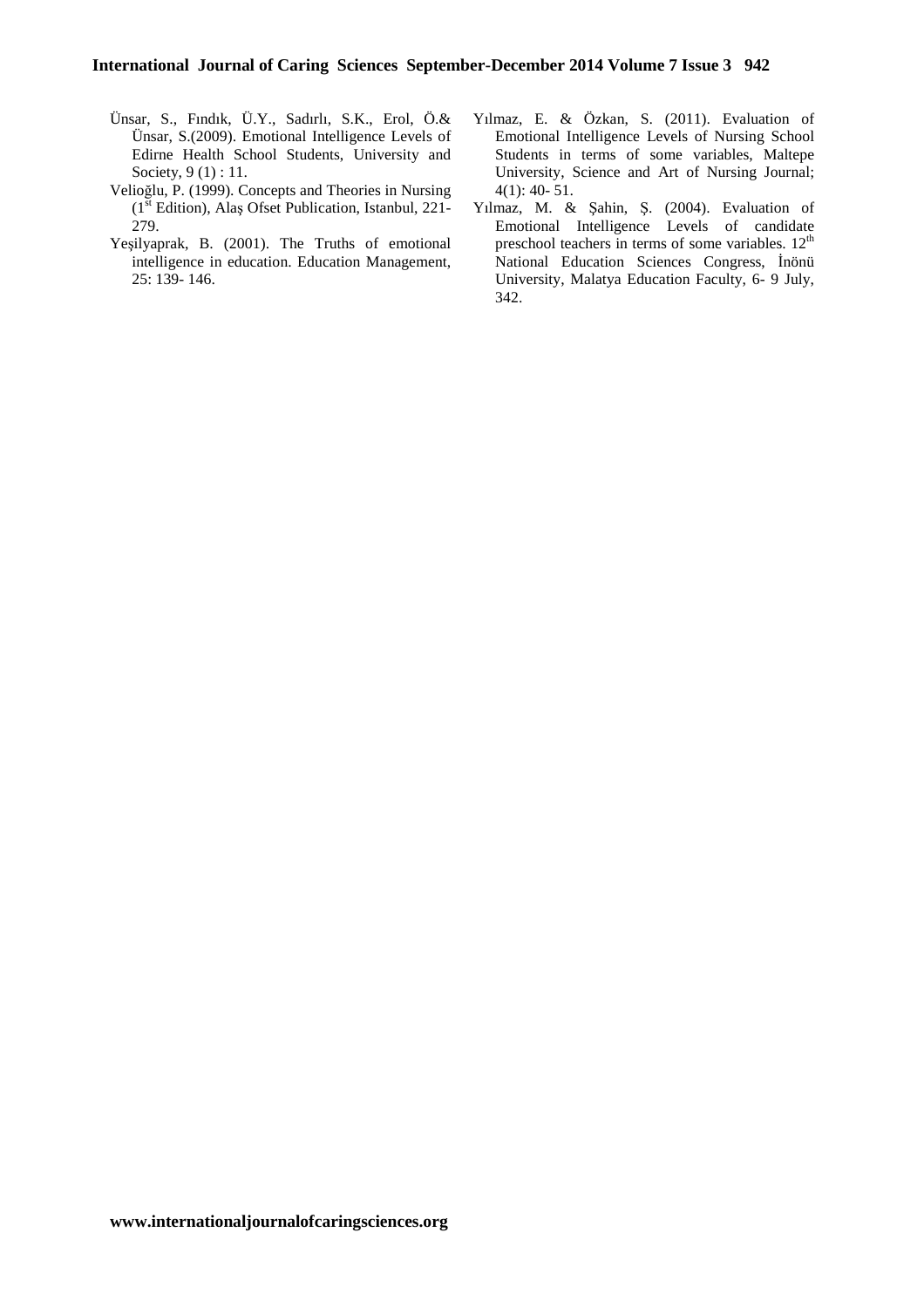Ünsar, S., Fındık, Ü.Y., Sadırlı, S.K., Erol, Ö.& Ünsar, S.(2009). Emotional Intelligence Levels of Edirne Health School Students, University and Society, 9 (1) : 11.

Velioğlu, P. (1999). Concepts and Theories in Nursing (1st Edition), Alaş Ofset Publication, Istanbul, 221-279.

Yeşilyaprak, B. (2001). The Truths of emotional intelligence in education. Education Management, 25: 139- 146.

Yılmaz, E. & Özkan, S. (2011). Evaluation of Emotional Intelligence Levels of Nursing School Students in terms of some variables, Maltepe University, Science and Art of Nursing Journal; 4(1): 40- 51.

Yılmaz, M. & Şahin, Ş. (2004). Evaluation of Emotional Intelligence Levels of candidate preschool teachers in terms of some variables. 12th National Education Sciences Congress, İnönü University, Malatya Education Faculty, 6- 9 July, 342.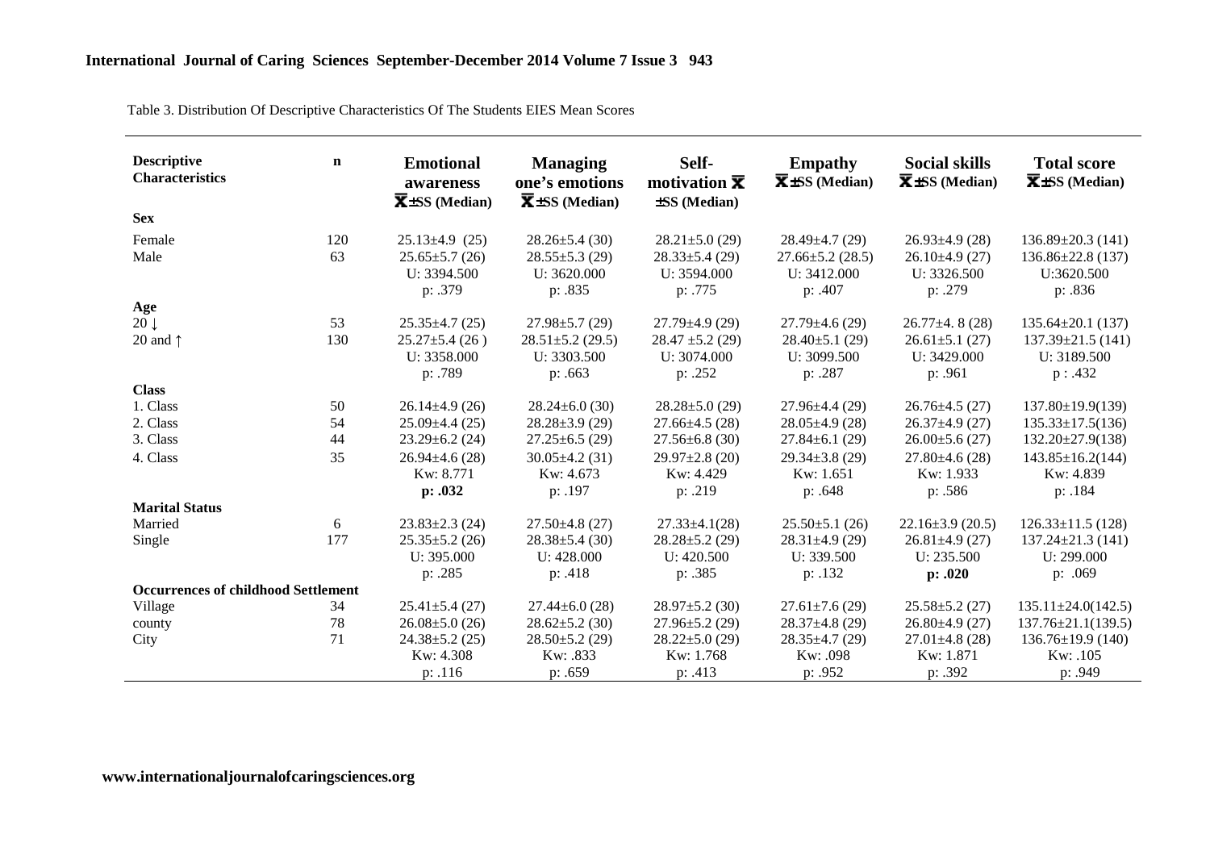Table 3. Distribution Of Descriptive Characteristics Of The Students EIES Mean Scores

| Descriptive Characteristics | n | Emotional awareness $\bar{X}$±SS (Median) | Managing one's emotions $\bar{X}$±SS (Median) | Self-motivation $\bar{X}$ ±SS (Median) | Empathy $\bar{X}$±SS (Median) | Social skills $\bar{X}$±SS (Median) | Total score $\bar{X}$±SS (Median) |
|---|---|---|---|---|---|---|---|
| **Sex** | | | | | | | |
| Female | 120 | 25.13±4.9 (25) | 28.26±5.4 (30) | 28.21±5.0 (29) | 28.49±4.7 (29) | 26.93±4.9 (28) | 136.89±20.3 (141) |
| Male | 63 | 25.65±5.7 (26) | 28.55±5.3 (29) | 28.33±5.4 (29) | 27.66±5.2 (28.5) | 26.10±4.9 (27) | 136.86±22.8 (137) |
| | | U: 3394.500 | U: 3620.000 | U: 3594.000 | U: 3412.000 | U: 3326.500 | U:3620.500 |
| | | p: .379 | p: .835 | p: .775 | p: .407 | p: .279 | p: .836 |
| **Age** | | | | | | | |
| 20 ↓ | 53 | 25.35±4.7 (25) | 27.98±5.7 (29) | 27.79±4.9 (29) | 27.79±4.6 (29) | 26.77±4. 8 (28) | 135.64±20.1 (137) |
| 20 and ↑ | 130 | 25.27±5.4 (26 ) | 28.51±5.2 (29.5) | 28.47 ±5.2 (29) | 28.40±5.1 (29) | 26.61±5.1 (27) | 137.39±21.5 (141) |
| | | U: 3358.000 | U: 3303.500 | U: 3074.000 | U: 3099.500 | U: 3429.000 | U: 3189.500 |
| | | p: .789 | p: .663 | p: .252 | p: .287 | p: .961 | p : .432 |
| **Class** | | | | | | | |
| 1. Class | 50 | 26.14±4.9 (26) | 28.24±6.0 (30) | 28.28±5.0 (29) | 27.96±4.4 (29) | 26.76±4.5 (27) | 137.80±19.9(139) |
| 2. Class | 54 | 25.09±4.4 (25) | 28.28±3.9 (29) | 27.66±4.5 (28) | 28.05±4.9 (28) | 26.37±4.9 (27) | 135.33±17.5(136) |
| 3. Class | 44 | 23.29±6.2 (24) | 27.25±6.5 (29) | 27.56±6.8 (30) | 27.84±6.1 (29) | 26.00±5.6 (27) | 132.20±27.9(138) |
| 4. Class | 35 | 26.94±4.6 (28) | 30.05±4.2 (31) | 29.97±2.8 (20) | 29.34±3.8 (29) | 27.80±4.6 (28) | 143.85±16.2(144) |
| | | Kw: 8.771 | Kw: 4.673 | Kw: 4.429 | Kw: 1.651 | Kw: 1.933 | Kw: 4.839 |
| | | **p: .032** | p: .197 | p: .219 | p: .648 | p: .586 | p: .184 |
| **Marital Status** | | | | | | | |
| Married | 6 | 23.83±2.3 (24) | 27.50±4.8 (27) | 27.33±4.1(28) | 25.50±5.1 (26) | 22.16±3.9 (20.5) | 126.33±11.5 (128) |
| Single | 177 | 25.35±5.2 (26) | 28.38±5.4 (30) | 28.28±5.2 (29) | 28.31±4.9 (29) | 26.81±4.9 (27) | 137.24±21.3 (141) |
| | | U: 395.000 | U: 428.000 | U: 420.500 | U: 339.500 | U: 235.500 | U: 299.000 |
| | | p: .285 | p: .418 | p: .385 | p: .132 | **p: .020** | p: .069 |
| **Occurrences of childhood Settlement** | | | | | | | |
| Village | 34 | 25.41±5.4 (27) | 27.44±6.0 (28) | 28.97±5.2 (30) | 27.61±7.6 (29) | 25.58±5.2 (27) | 135.11±24.0(142.5) |
| county | 78 | 26.08±5.0 (26) | 28.62±5.2 (30) | 27.96±5.2 (29) | 28.37±4.8 (29) | 26.80±4.9 (27) | 137.76±21.1(139.5) |
| City | 71 | 24.38±5.2 (25) | 28.50±5.2 (29) | 28.22±5.0 (29) | 28.35±4.7 (29) | 27.01±4.8 (28) | 136.76±19.9 (140) |
| | | Kw: 4.308 | Kw: .833 | Kw: 1.768 | Kw: .098 | Kw: 1.871 | Kw: .105 |
| | | p: .116 | p: .659 | p: .413 | p: .952 | p: .392 | p: .949 |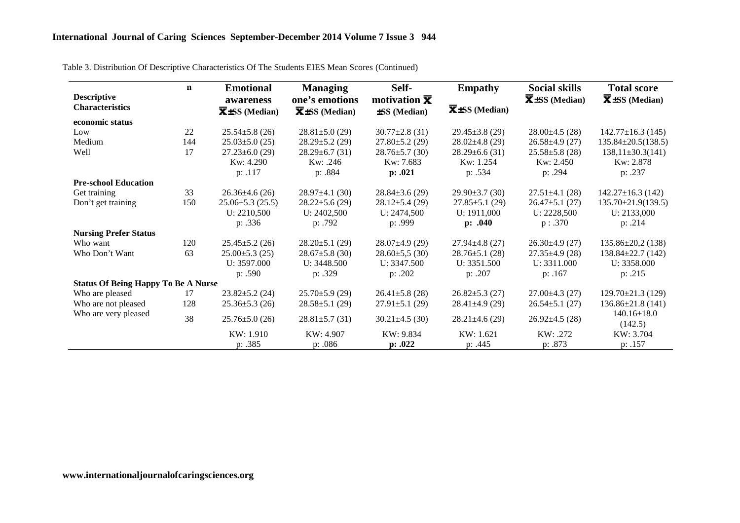Table 3. Distribution Of Descriptive Characteristics Of The Students EIES Mean Scores (Continued)

| Descriptive Characteristics | n | Emotional awareness $\bar{X}$±SS (Median) | Managing one's emotions $\bar{X}$±SS (Median) | Self-motivation $\bar{X}$ ±SS (Median) | Empathy $\bar{X}$±SS (Median) | Social skills $\bar{X}$±SS (Median) | Total score $\bar{X}$±SS (Median) |
|---|---|---|---|---|---|---|---|
| **economic status** | | | | | | | |
| Low | 22 | 25.54±5.8 (26) | 28.81±5.0 (29) | 30.77±2.8 (31) | 29.45±3.8 (29) | 28.00±4.5 (28) | 142.77±16.3 (145) |
| Medium | 144 | 25.03±5.0 (25) | 28.29±5.2 (29) | 27.80±5.2 (29) | 28.02±4.8 (29) | 26.58±4.9 (27) | 135.84±20.5(138.5) |
| Well | 17 | 27.23±6.0 (29) | 28.29±6.7 (31) | 28.76±5.7 (30) | 28.29±6.6 (31) | 25.58±5.8 (28) | 138,11±30.3(141) |
| | | Kw: 4.290 | Kw: .246 | Kw: 7.683 | Kw: 1.254 | Kw: 2.450 | Kw: 2.878 |
| | | p: .117 | p: .884 | **p: .021** | p: .534 | p: .294 | p: .237 |
| **Pre-school Education** | | | | | | | |
| Get training | 33 | 26.36±4.6 (26) | 28.97±4.1 (30) | 28.84±3.6 (29) | 29.90±3.7 (30) | 27.51±4.1 (28) | 142.27±16.3 (142) |
| Don't get training | 150 | 25.06±5.3 (25.5) | 28.22±5.6 (29) | 28.12±5.4 (29) | 27.85±5.1 (29) | 26.47±5.1 (27) | 135.70±21.9(139.5) |
| | | U: 2210,500 | U: 2402,500 | U: 2474,500 | U: 1911,000 | U: 2228,500 | U: 2133,000 |
| | | p: .336 | p: .792 | p: .999 | **p: .040** | p : .370 | p: .214 |
| **Nursing Prefer Status** | | | | | | | |
| Who want | 120 | 25.45±5.2 (26) | 28.20±5.1 (29) | 28.07±4.9 (29) | 27.94±4.8 (27) | 26.30±4.9 (27) | 135.86±20,2 (138) |
| Who Don't Want | 63 | 25.00±5.3 (25) | 28.67±5.8 (30) | 28.60±5,5 (30) | 28.76±5.1 (28) | 27.35±4.9 (28) | 138.84±22.7 (142) |
| | | U: 3597.000 | U: 3448.500 | U: 3347.500 | U: 3351.500 | U: 3311.000 | U: 3358.000 |
| | | p: .590 | p: .329 | p: .202 | p: .207 | p: .167 | p: .215 |
| **Status Of Being Happy To Be A Nurse** | | | | | | | |
| Who are pleased | 17 | 23.82±5.2 (24) | 25.70±5.9 (29) | 26.41±5.8 (28) | 26.82±5.3 (27) | 27.00±4.3 (27) | 129.70±21.3 (129) |
| Who are not pleased | 128 | 25.36±5.3 (26) | 28.58±5.1 (29) | 27.91±5.1 (29) | 28.41±4.9 (29) | 26.54±5.1 (27) | 136.86±21.8 (141) |
| Who are very pleased | 38 | 25.76±5.0 (26) | 28.81±5.7 (31) | 30.21±4.5 (30) | 28.21±4.6 (29) | 26.92±4.5 (28) | 140.16±18.0 (142.5) |
| | | KW: 1.910 | KW: 4.907 | KW: 9.834 | KW: 1.621 | KW: .272 | KW: 3.704 |
| | | p: .385 | p: .086 | **p: .022** | p: .445 | p: .873 | p: .157 |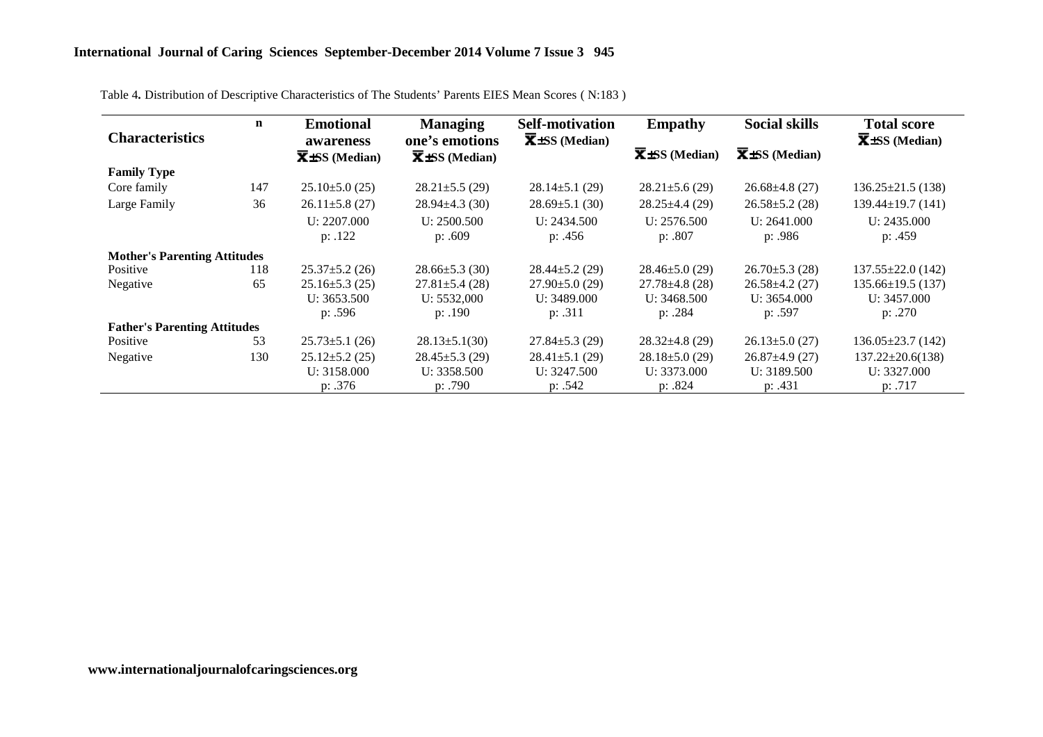Table 4. Distribution of Descriptive Characteristics of The Students' Parents EIES Mean Scores ( N:183 )

| Characteristics | n | Emotional awareness $\overline{X}$±SS (Median) | Managing one's emotions $\overline{X}$±SS (Median) | Self-motivation $\overline{X}$±SS (Median) | Empathy $\overline{X}$±SS (Median) | Social skills $\overline{X}$±SS (Median) | Total score $\overline{X}$±SS (Median) |
|---|---|---|---|---|---|---|---|
| **Family Type** | | | | | | | |
| Core family | 147 | 25.10±5.0 (25) | 28.21±5.5 (29) | 28.14±5.1 (29) | 28.21±5.6 (29) | 26.68±4.8 (27) | 136.25±21.5 (138) |
| Large Family | 36 | 26.11±5.8 (27) | 28.94±4.3 (30) | 28.69±5.1 (30) | 28.25±4.4 (29) | 26.58±5.2 (28) | 139.44±19.7 (141) |
| | | U: 2207.000 p: .122 | U: 2500.500 p: .609 | U: 2434.500 p: .456 | U: 2576.500 p: .807 | U: 2641.000 p: .986 | U: 2435.000 p: .459 |
| **Mother's Parenting Attitudes** | | | | | | | |
| Positive | 118 | 25.37±5.2 (26) | 28.66±5.3 (30) | 28.44±5.2 (29) | 28.46±5.0 (29) | 26.70±5.3 (28) | 137.55±22.0 (142) |
| Negative | 65 | 25.16±5.3 (25) | 27.81±5.4 (28) | 27.90±5.0 (29) | 27.78±4.8 (28) | 26.58±4.2 (27) | 135.66±19.5 (137) |
| | | U: 3653.500 p: .596 | U: 5532,000 p: .190 | U: 3489.000 p: .311 | U: 3468.500 p: .284 | U: 3654.000 p: .597 | U: 3457.000 p: .270 |
| **Father's Parenting Attitudes** | | | | | | | |
| Positive | 53 | 25.73±5.1 (26) | 28.13±5.1(30) | 27.84±5.3 (29) | 28.32±4.8 (29) | 26.13±5.0 (27) | 136.05±23.7 (142) |
| Negative | 130 | 25.12±5.2 (25) | 28.45±5.3 (29) | 28.41±5.1 (29) | 28.18±5.0 (29) | 26.87±4.9 (27) | 137.22±20.6(138) |
| | | U: 3158.000 p: .376 | U: 3358.500 p: .790 | U: 3247.500 p: .542 | U: 3373.000 p: .824 | U: 3189.500 p: .431 | U: 3327.000 p: .717 |